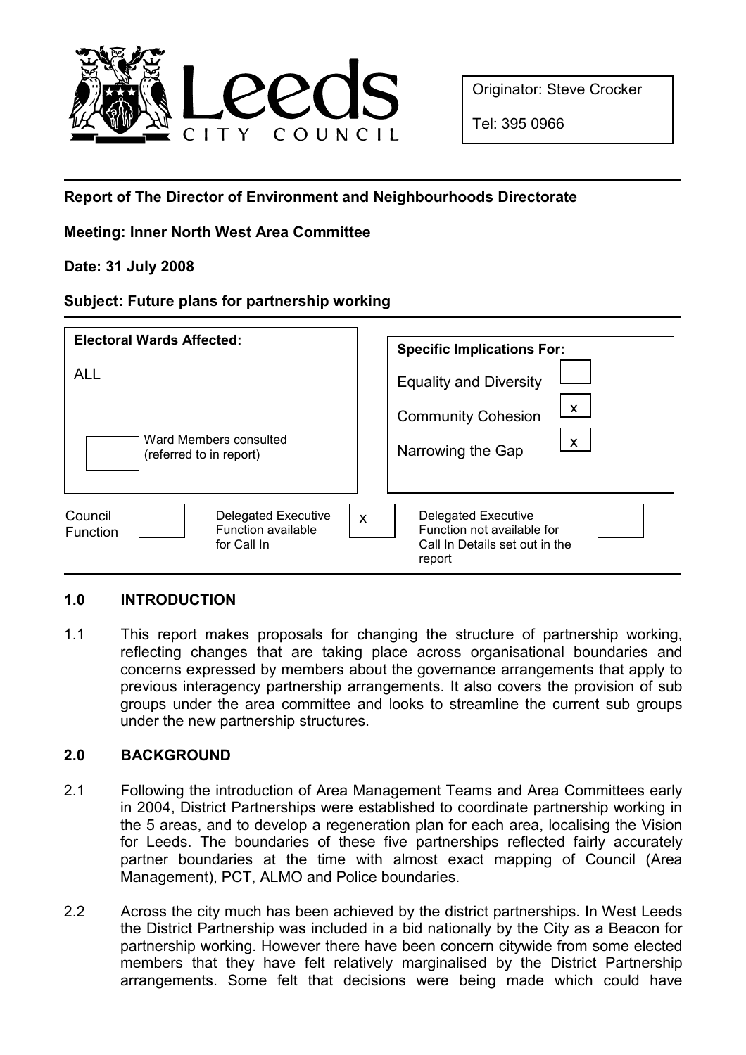Originator: Steve Crocker

Tel: 395 0966

**Report of The Director of Environment and Neighbourhoods Directorate**

**Meeting: Inner North West Area Committee**

**Date: 31 July 2008**

**Subject: Future plans for partnership working**

| **Electoral Wards Affected:** | **Specific Implications For:** | |
|---|---|---|
| ALL | Equality and Diversity | |
| | Community Cohesion | x |
| Ward Members consulted (referred to in report) | Narrowing the Gap | x |

| Council Function | | Delegated Executive Function available for Call In | x | Delegated Executive Function not available for Call In Details set out in the report | |
|---|---|---|---|---|---|

## 1.0 INTRODUCTION

1.1 This report makes proposals for changing the structure of partnership working, reflecting changes that are taking place across organisational boundaries and concerns expressed by members about the governance arrangements that apply to previous interagency partnership arrangements. It also covers the provision of sub groups under the area committee and looks to streamline the current sub groups under the new partnership structures.

## 2.0 BACKGROUND

2.1 Following the introduction of Area Management Teams and Area Committees early in 2004, District Partnerships were established to coordinate partnership working in the 5 areas, and to develop a regeneration plan for each area, localising the Vision for Leeds. The boundaries of these five partnerships reflected fairly accurately partner boundaries at the time with almost exact mapping of Council (Area Management), PCT, ALMO and Police boundaries.

2.2 Across the city much has been achieved by the district partnerships. In West Leeds the District Partnership was included in a bid nationally by the City as a Beacon for partnership working. However there have been concern citywide from some elected members that they have felt relatively marginalised by the District Partnership arrangements. Some felt that decisions were being made which could have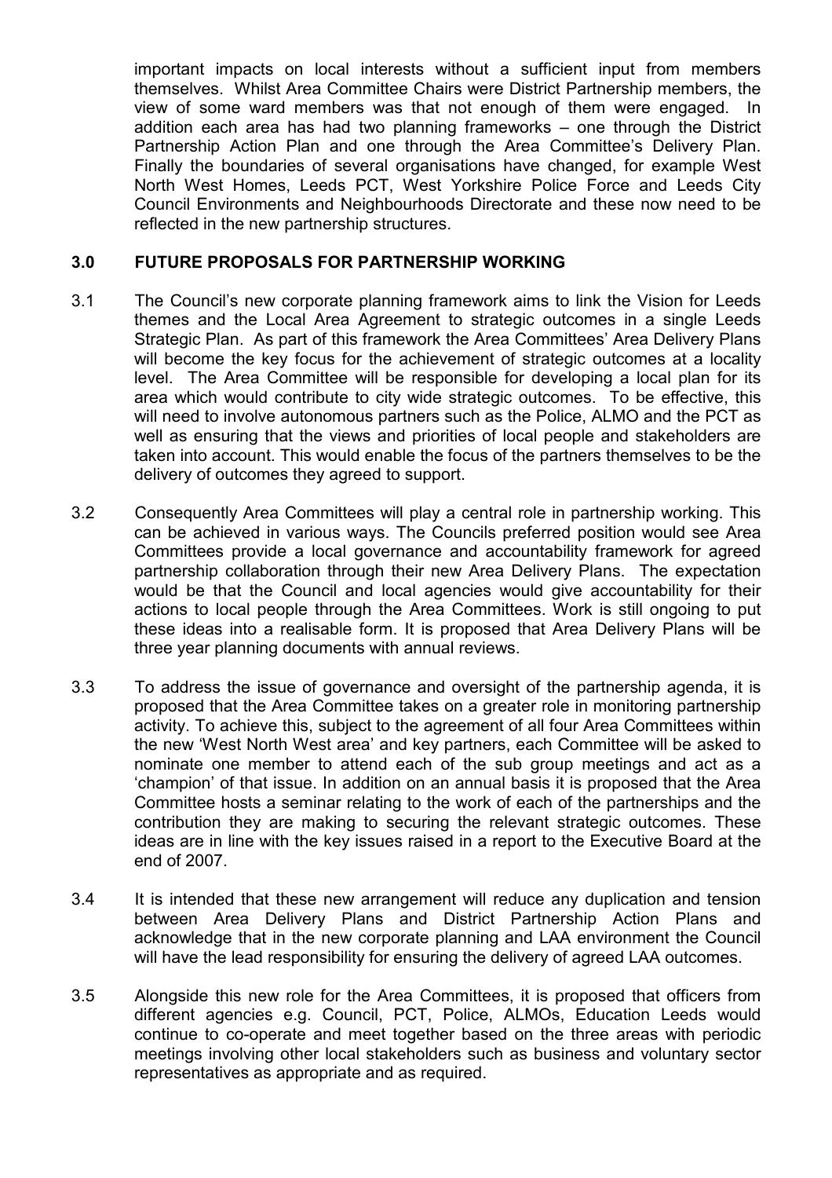important impacts on local interests without a sufficient input from members themselves. Whilst Area Committee Chairs were District Partnership members, the view of some ward members was that not enough of them were engaged. In addition each area has had two planning frameworks – one through the District Partnership Action Plan and one through the Area Committee's Delivery Plan. Finally the boundaries of several organisations have changed, for example West North West Homes, Leeds PCT, West Yorkshire Police Force and Leeds City Council Environments and Neighbourhoods Directorate and these now need to be reflected in the new partnership structures.

## 3.0 FUTURE PROPOSALS FOR PARTNERSHIP WORKING

3.1 The Council's new corporate planning framework aims to link the Vision for Leeds themes and the Local Area Agreement to strategic outcomes in a single Leeds Strategic Plan. As part of this framework the Area Committees' Area Delivery Plans will become the key focus for the achievement of strategic outcomes at a locality level. The Area Committee will be responsible for developing a local plan for its area which would contribute to city wide strategic outcomes. To be effective, this will need to involve autonomous partners such as the Police, ALMO and the PCT as well as ensuring that the views and priorities of local people and stakeholders are taken into account. This would enable the focus of the partners themselves to be the delivery of outcomes they agreed to support.

3.2 Consequently Area Committees will play a central role in partnership working. This can be achieved in various ways. The Councils preferred position would see Area Committees provide a local governance and accountability framework for agreed partnership collaboration through their new Area Delivery Plans. The expectation would be that the Council and local agencies would give accountability for their actions to local people through the Area Committees. Work is still ongoing to put these ideas into a realisable form. It is proposed that Area Delivery Plans will be three year planning documents with annual reviews.

3.3 To address the issue of governance and oversight of the partnership agenda, it is proposed that the Area Committee takes on a greater role in monitoring partnership activity. To achieve this, subject to the agreement of all four Area Committees within the new 'West North West area' and key partners, each Committee will be asked to nominate one member to attend each of the sub group meetings and act as a 'champion' of that issue. In addition on an annual basis it is proposed that the Area Committee hosts a seminar relating to the work of each of the partnerships and the contribution they are making to securing the relevant strategic outcomes. These ideas are in line with the key issues raised in a report to the Executive Board at the end of 2007.

3.4 It is intended that these new arrangement will reduce any duplication and tension between Area Delivery Plans and District Partnership Action Plans and acknowledge that in the new corporate planning and LAA environment the Council will have the lead responsibility for ensuring the delivery of agreed LAA outcomes.

3.5 Alongside this new role for the Area Committees, it is proposed that officers from different agencies e.g. Council, PCT, Police, ALMOs, Education Leeds would continue to co-operate and meet together based on the three areas with periodic meetings involving other local stakeholders such as business and voluntary sector representatives as appropriate and as required.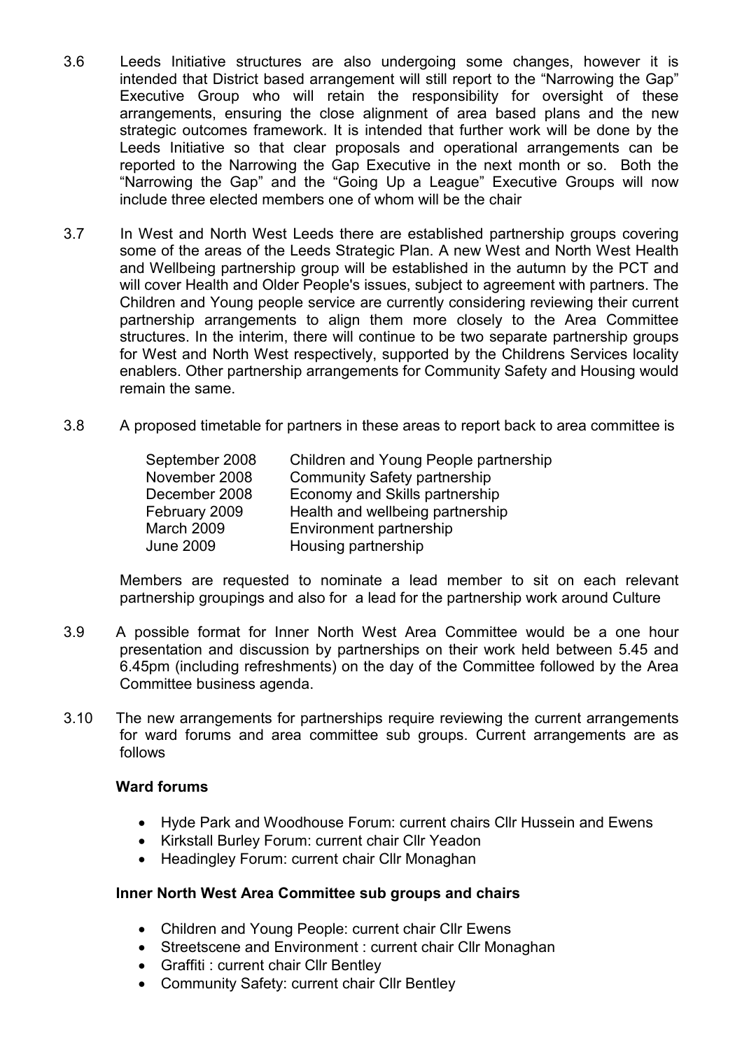3.6 Leeds Initiative structures are also undergoing some changes, however it is intended that District based arrangement will still report to the "Narrowing the Gap" Executive Group who will retain the responsibility for oversight of these arrangements, ensuring the close alignment of area based plans and the new strategic outcomes framework. It is intended that further work will be done by the Leeds Initiative so that clear proposals and operational arrangements can be reported to the Narrowing the Gap Executive in the next month or so. Both the "Narrowing the Gap" and the "Going Up a League" Executive Groups will now include three elected members one of whom will be the chair

3.7 In West and North West Leeds there are established partnership groups covering some of the areas of the Leeds Strategic Plan. A new West and North West Health and Wellbeing partnership group will be established in the autumn by the PCT and will cover Health and Older People's issues, subject to agreement with partners. The Children and Young people service are currently considering reviewing their current partnership arrangements to align them more closely to the Area Committee structures. In the interim, there will continue to be two separate partnership groups for West and North West respectively, supported by the Childrens Services locality enablers. Other partnership arrangements for Community Safety and Housing would remain the same.

3.8 A proposed timetable for partners in these areas to report back to area committee is

| | |
|---|---|
| September 2008 | Children and Young People partnership |
| November 2008 | Community Safety partnership |
| December 2008 | Economy and Skills partnership |
| February 2009 | Health and wellbeing partnership |
| March 2009 | Environment partnership |
| June 2009 | Housing partnership |

Members are requested to nominate a lead member to sit on each relevant partnership groupings and also for a lead for the partnership work around Culture

3.9 A possible format for Inner North West Area Committee would be a one hour presentation and discussion by partnerships on their work held between 5.45 and 6.45pm (including refreshments) on the day of the Committee followed by the Area Committee business agenda.

3.10 The new arrangements for partnerships require reviewing the current arrangements for ward forums and area committee sub groups. Current arrangements are as follows

**Ward forums**

- Hyde Park and Woodhouse Forum: current chairs Cllr Hussein and Ewens
- Kirkstall Burley Forum: current chair Cllr Yeadon
- Headingley Forum: current chair Cllr Monaghan

**Inner North West Area Committee sub groups and chairs**

- Children and Young People: current chair Cllr Ewens
- Streetscene and Environment : current chair Cllr Monaghan
- Graffiti : current chair Cllr Bentley
- Community Safety: current chair Cllr Bentley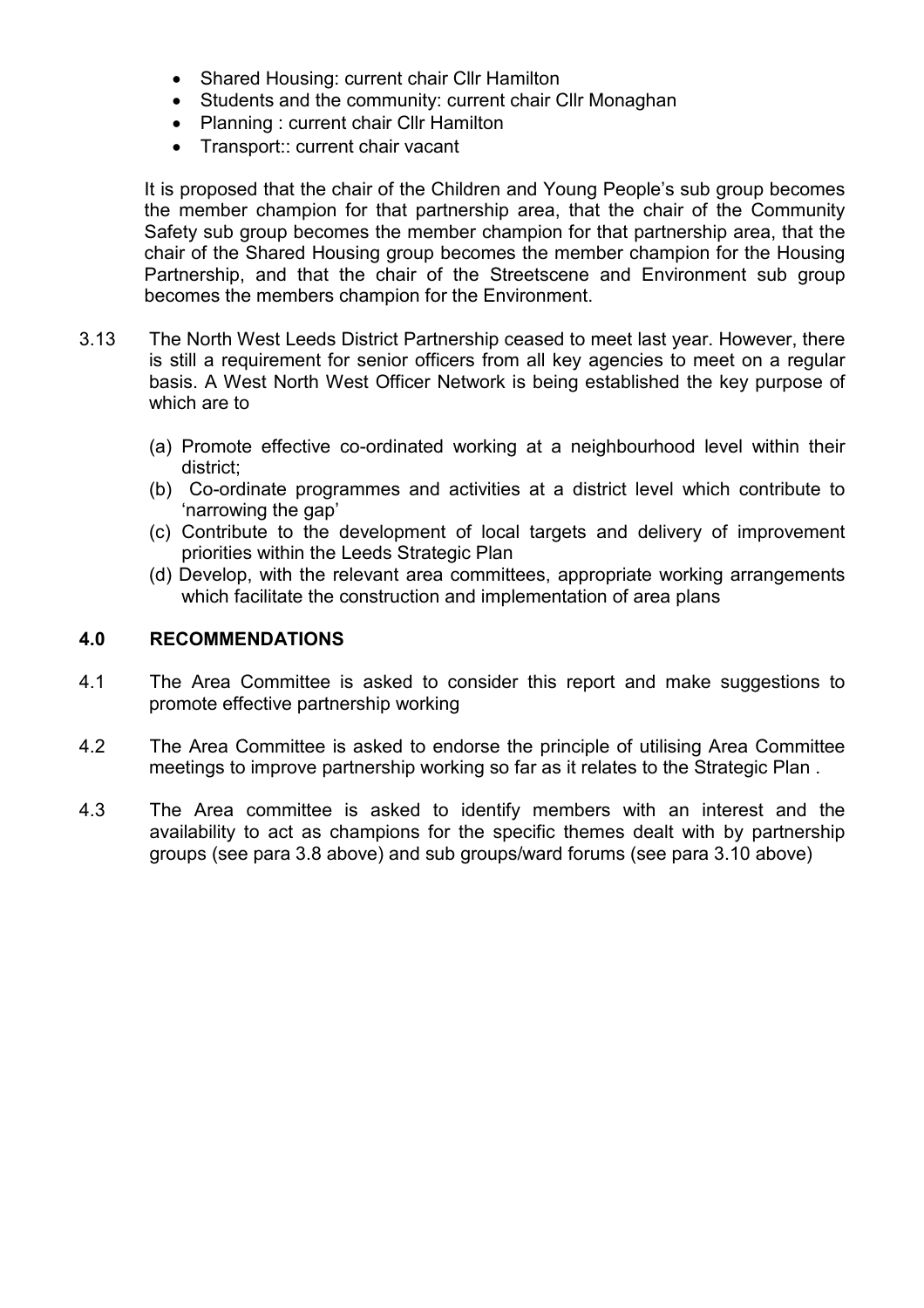- Shared Housing: current chair Cllr Hamilton
- Students and the community: current chair Cllr Monaghan
- Planning : current chair Cllr Hamilton
- Transport:: current chair vacant

It is proposed that the chair of the Children and Young People's sub group becomes the member champion for that partnership area, that the chair of the Community Safety sub group becomes the member champion for that partnership area, that the chair of the Shared Housing group becomes the member champion for the Housing Partnership, and that the chair of the Streetscene and Environment sub group becomes the members champion for the Environment.

3.13 The North West Leeds District Partnership ceased to meet last year. However, there is still a requirement for senior officers from all key agencies to meet on a regular basis. A West North West Officer Network is being established the key purpose of which are to

(a) Promote effective co-ordinated working at a neighbourhood level within their district;
(b) Co-ordinate programmes and activities at a district level which contribute to 'narrowing the gap'
(c) Contribute to the development of local targets and delivery of improvement priorities within the Leeds Strategic Plan
(d) Develop, with the relevant area committees, appropriate working arrangements which facilitate the construction and implementation of area plans

## 4.0 RECOMMENDATIONS

4.1 The Area Committee is asked to consider this report and make suggestions to promote effective partnership working

4.2 The Area Committee is asked to endorse the principle of utilising Area Committee meetings to improve partnership working so far as it relates to the Strategic Plan .

4.3 The Area committee is asked to identify members with an interest and the availability to act as champions for the specific themes dealt with by partnership groups (see para 3.8 above) and sub groups/ward forums (see para 3.10 above)